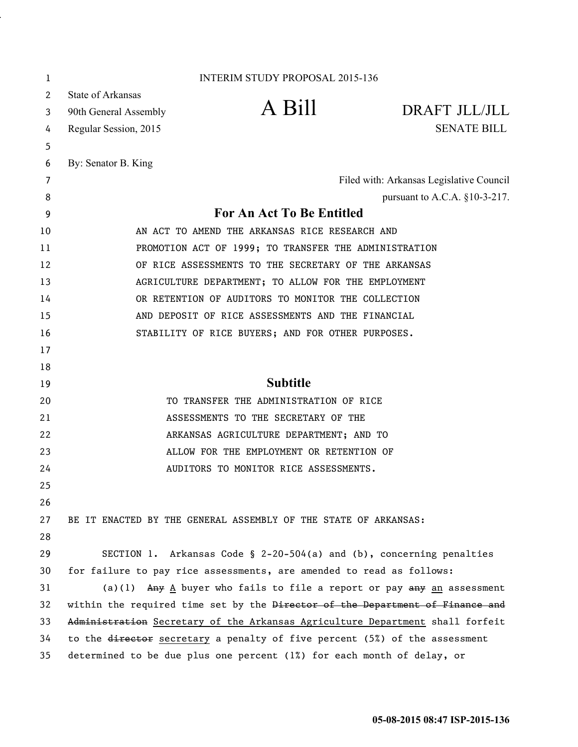INTERIM STUDY PROPOSAL 2015-136

State of Arkansas
90th General Assembly
Regular Session, 2015

# A Bill

DRAFT JLL/JLL
SENATE BILL

By: Senator B. King

Filed with: Arkansas Legislative Council
pursuant to A.C.A. §10-3-217.

## For An Act To Be Entitled

AN ACT TO AMEND THE ARKANSAS RICE RESEARCH AND PROMOTION ACT OF 1999; TO TRANSFER THE ADMINISTRATION OF RICE ASSESSMENTS TO THE SECRETARY OF THE ARKANSAS AGRICULTURE DEPARTMENT; TO ALLOW FOR THE EMPLOYMENT OR RETENTION OF AUDITORS TO MONITOR THE COLLECTION AND DEPOSIT OF RICE ASSESSMENTS AND THE FINANCIAL STABILITY OF RICE BUYERS; AND FOR OTHER PURPOSES.

## Subtitle

TO TRANSFER THE ADMINISTRATION OF RICE ASSESSMENTS TO THE SECRETARY OF THE ARKANSAS AGRICULTURE DEPARTMENT; AND TO ALLOW FOR THE EMPLOYMENT OR RETENTION OF AUDITORS TO MONITOR RICE ASSESSMENTS.

BE IT ENACTED BY THE GENERAL ASSEMBLY OF THE STATE OF ARKANSAS:

SECTION 1. Arkansas Code § 2-20-504(a) and (b), concerning penalties for failure to pay rice assessments, are amended to read as follows:

(a)(1) ~~Any~~ A buyer who fails to file a report or pay ~~any~~ an assessment within the required time set by the ~~Director of the Department of Finance and Administration~~ Secretary of the Arkansas Agriculture Department shall forfeit to the ~~director~~ secretary a penalty of five percent (5%) of the assessment determined to be due plus one percent (1%) for each month of delay, or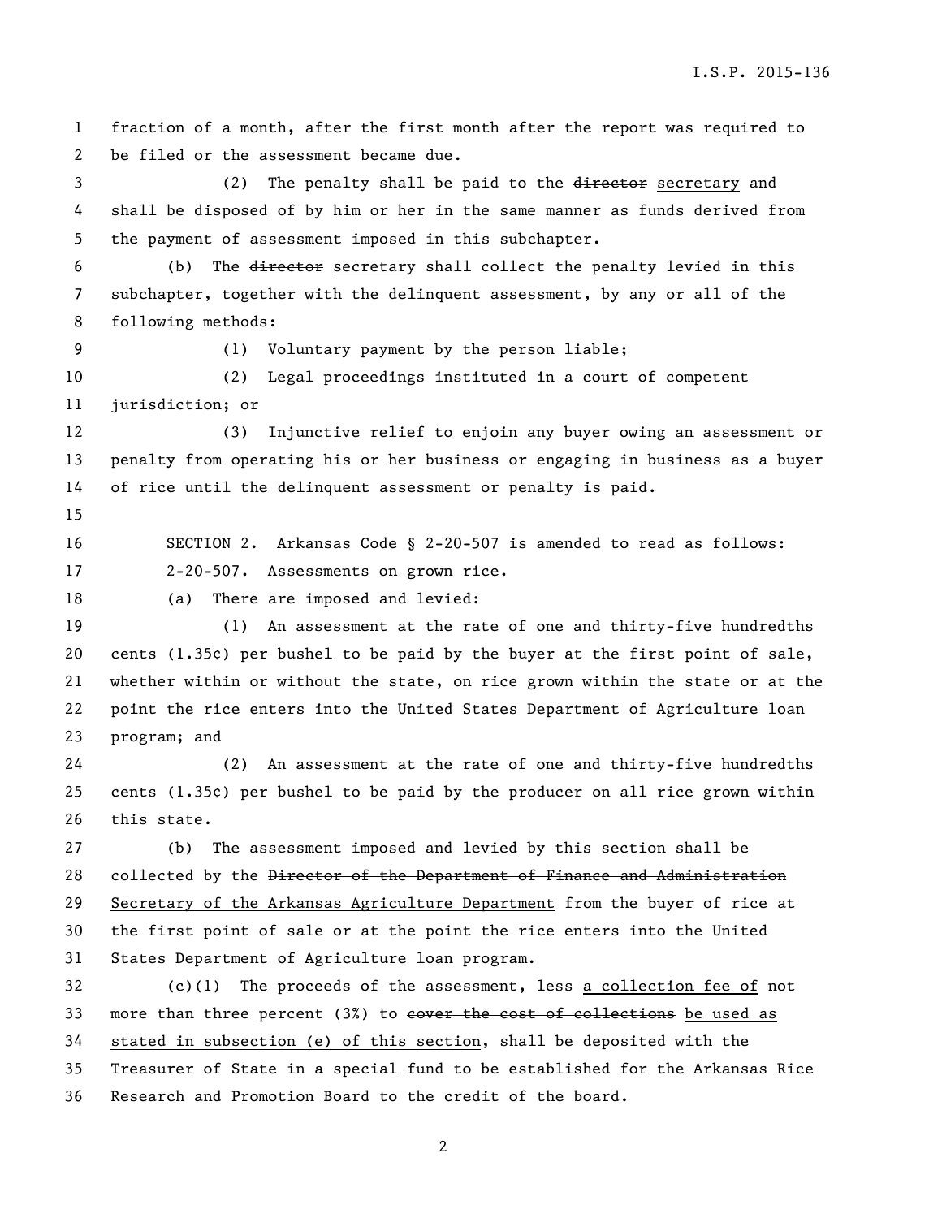fraction of a month, after the first month after the report was required to be filed or the assessment became due.

(2) The penalty shall be paid to the ~~director~~ <u>secretary</u> and shall be disposed of by him or her in the same manner as funds derived from the payment of assessment imposed in this subchapter.

(b) The ~~director~~ <u>secretary</u> shall collect the penalty levied in this subchapter, together with the delinquent assessment, by any or all of the following methods:

(1) Voluntary payment by the person liable;

(2) Legal proceedings instituted in a court of competent jurisdiction; or

(3) Injunctive relief to enjoin any buyer owing an assessment or penalty from operating his or her business or engaging in business as a buyer of rice until the delinquent assessment or penalty is paid.

SECTION 2. Arkansas Code § 2-20-507 is amended to read as follows:

2-20-507. Assessments on grown rice.

(a) There are imposed and levied:

(1) An assessment at the rate of one and thirty-five hundredths cents (1.35¢) per bushel to be paid by the buyer at the first point of sale, whether within or without the state, on rice grown within the state or at the point the rice enters into the United States Department of Agriculture loan program; and

(2) An assessment at the rate of one and thirty-five hundredths cents (1.35¢) per bushel to be paid by the producer on all rice grown within this state.

(b) The assessment imposed and levied by this section shall be collected by the ~~Director of the Department of Finance and Administration~~ <u>Secretary of the Arkansas Agriculture Department</u> from the buyer of rice at the first point of sale or at the point the rice enters into the United States Department of Agriculture loan program.

(c)(1) The proceeds of the assessment, less <u>a collection fee of</u> not more than three percent (3%) to ~~cover the cost of collections~~ <u>be used as stated in subsection (e) of this section</u>, shall be deposited with the Treasurer of State in a special fund to be established for the Arkansas Rice Research and Promotion Board to the credit of the board.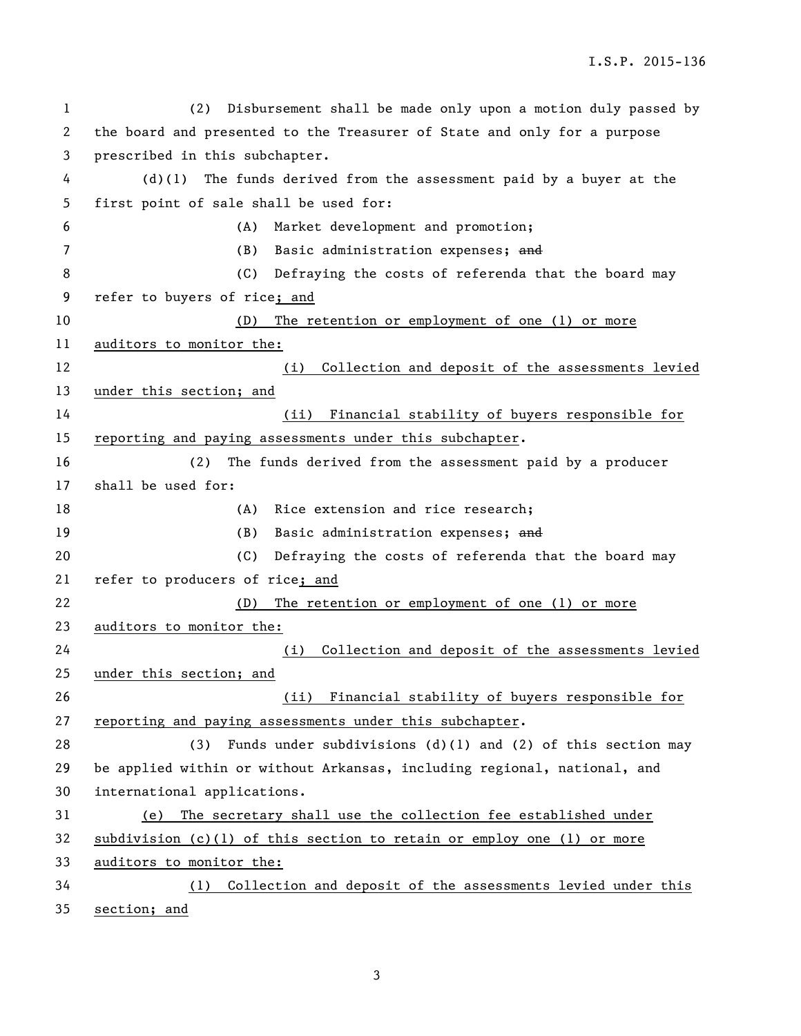(2) Disbursement shall be made only upon a motion duly passed by the board and presented to the Treasurer of State and only for a purpose prescribed in this subchapter.

(d)(1) The funds derived from the assessment paid by a buyer at the first point of sale shall be used for:

(A) Market development and promotion;

(B) Basic administration expenses; ~~and~~

(C) Defraying the costs of referenda that the board may refer to buyers of rice<u>; and</u>

<u>(D) The retention or employment of one (1) or more auditors to monitor the:</u>

<u>(i) Collection and deposit of the assessments levied under this section; and</u>

<u>(ii) Financial stability of buyers responsible for reporting and paying assessments under this subchapter</u>.

(2) The funds derived from the assessment paid by a producer shall be used for:

(A) Rice extension and rice research;

(B) Basic administration expenses; ~~and~~

(C) Defraying the costs of referenda that the board may refer to producers of rice<u>; and</u>

<u>(D) The retention or employment of one (1) or more auditors to monitor the:</u>

<u>(i) Collection and deposit of the assessments levied under this section; and</u>

<u>(ii) Financial stability of buyers responsible for reporting and paying assessments under this subchapter</u>.

(3) Funds under subdivisions (d)(1) and (2) of this section may be applied within or without Arkansas, including regional, national, and international applications.

<u>(e) The secretary shall use the collection fee established under subdivision (c)(1) of this section to retain or employ one (1) or more auditors to monitor the:</u>

<u>(1) Collection and deposit of the assessments levied under this section; and</u>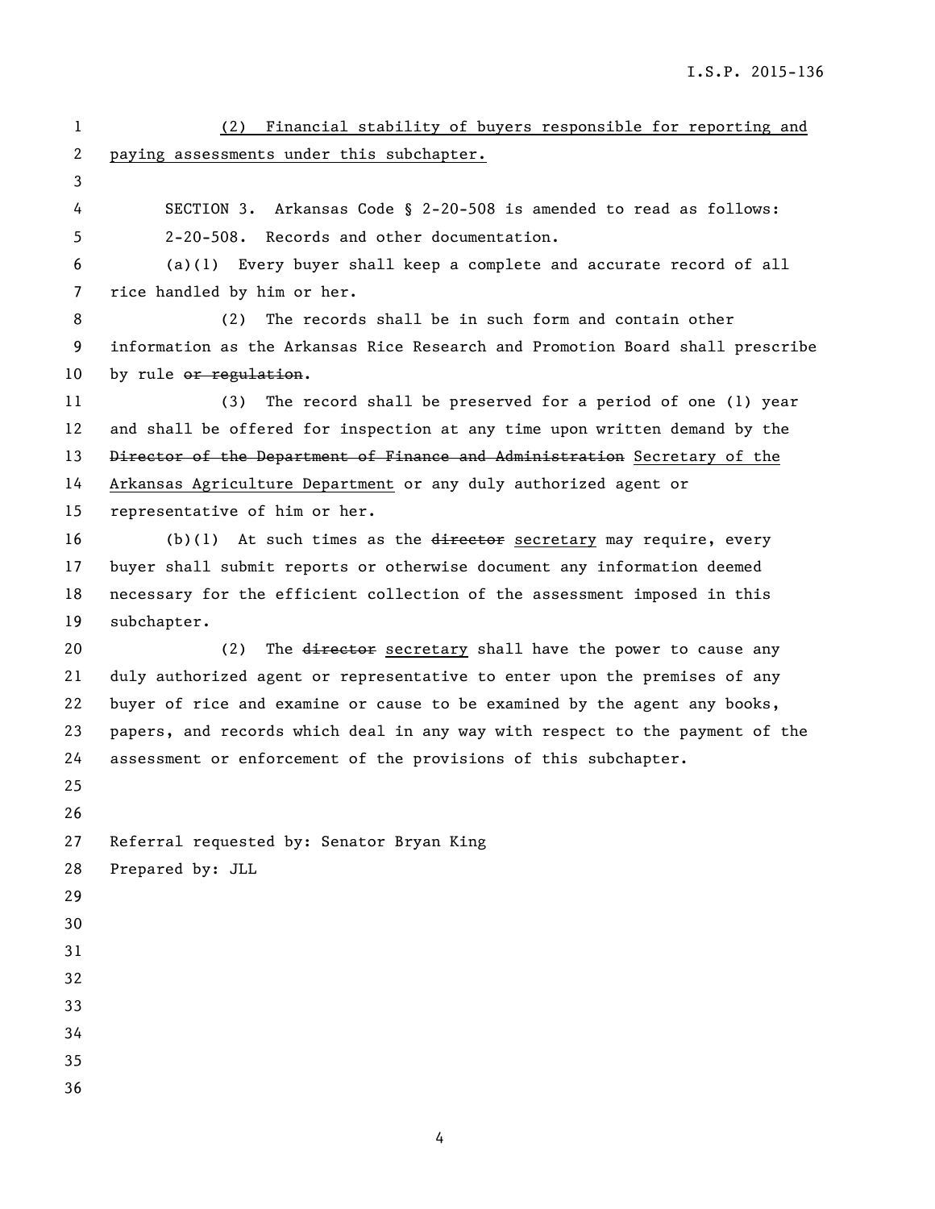(2) Financial stability of buyers responsible for reporting and paying assessments under this subchapter.

SECTION 3. Arkansas Code § 2-20-508 is amended to read as follows:

2-20-508. Records and other documentation.

(a)(1) Every buyer shall keep a complete and accurate record of all rice handled by him or her.

(2) The records shall be in such form and contain other information as the Arkansas Rice Research and Promotion Board shall prescribe by rule ~~or regulation~~.

(3) The record shall be preserved for a period of one (1) year and shall be offered for inspection at any time upon written demand by the ~~Director of the Department of Finance and Administration~~ Secretary of the Arkansas Agriculture Department or any duly authorized agent or representative of him or her.

(b)(1) At such times as the ~~director~~ secretary may require, every buyer shall submit reports or otherwise document any information deemed necessary for the efficient collection of the assessment imposed in this subchapter.

(2) The ~~director~~ secretary shall have the power to cause any duly authorized agent or representative to enter upon the premises of any buyer of rice and examine or cause to be examined by the agent any books, papers, and records which deal in any way with respect to the payment of the assessment or enforcement of the provisions of this subchapter.

Referral requested by: Senator Bryan King

Prepared by: JLL